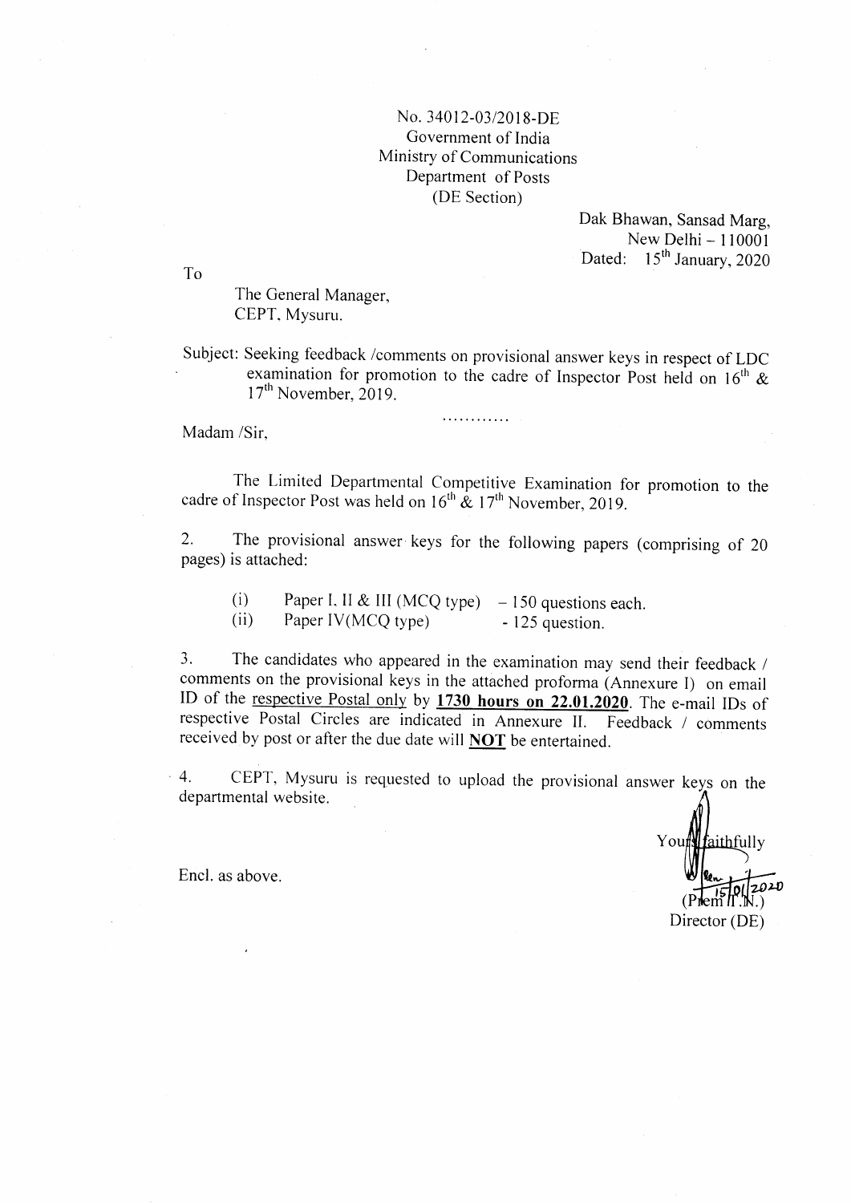No. 34012-03/2018-DE
Government of India
Ministry of Communications
Department of Posts
(DE Section)

Dak Bhawan, Sansad Marg,
New Delhi – 110001
Dated: 15th January, 2020

To

The General Manager,
CEPT, Mysuru.

Subject: Seeking feedback /comments on provisional answer keys in respect of LDC examination for promotion to the cadre of Inspector Post held on 16th & 17th November, 2019.

............

Madam /Sir,

The Limited Departmental Competitive Examination for promotion to the cadre of Inspector Post was held on 16th & 17th November, 2019.

2. The provisional answer keys for the following papers (comprising of 20 pages) is attached:

(i) Paper I, II & III (MCQ type) – 150 questions each.
(ii) Paper IV(MCQ type) - 125 question.

3. The candidates who appeared in the examination may send their feedback / comments on the provisional keys in the attached proforma (Annexure I) on email ID of the respective Postal only by **1730 hours on 22.01.2020**. The e-mail IDs of respective Postal Circles are indicated in Annexure II. Feedback / comments received by post or after the due date will **NOT** be entertained.

4. CEPT, Mysuru is requested to upload the provisional answer keys on the departmental website.

Yours faithfully
15/01/2020
(Prem II.N.)
Director (DE)

Encl. as above.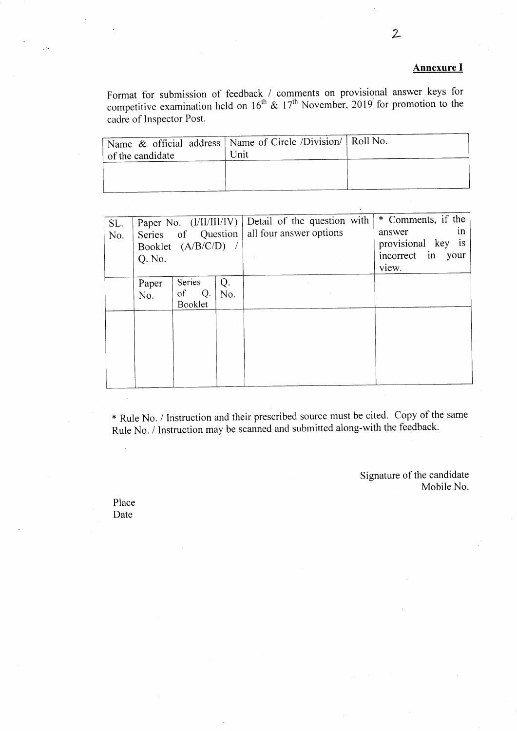**Annexure I**

Format for submission of feedback / comments on provisional answer keys for competitive examination held on 16th & 17th November, 2019 for promotion to the cadre of Inspector Post.

| Name & official address of the candidate | Name of Circle /Division/ Unit | Roll No. |
|---|---|---|
| | | |

| SL. No. | Paper No. (I/II/III/IV) Series of Question Booklet (A/B/C/D) / Q. No. | | | Detail of the question with all four answer options | * Comments, if the answer in provisional key is incorrect in your view. |
|---|---|---|---|---|---|
| | Paper No. | Series of Q. Booklet | Q. No. | | |
| | | | | | |

\* Rule No. / Instruction and their prescribed source must be cited. Copy of the same Rule No. / Instruction may be scanned and submitted along-with the feedback.

Signature of the candidate
Mobile No.

Place
Date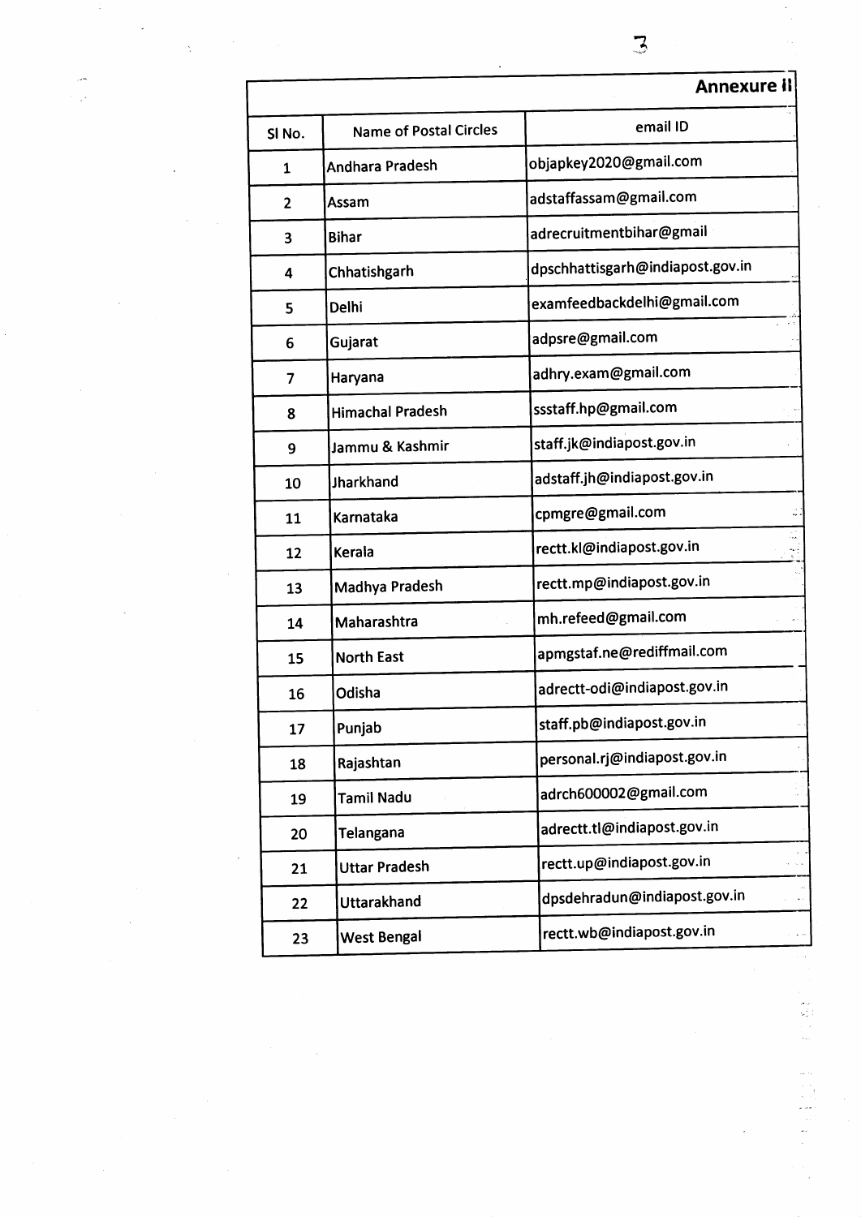# Annexure II

| Sl No. | Name of Postal Circles | email ID |
|---|---|---|
| 1 | Andhara Pradesh | objapkey2020@gmail.com |
| 2 | Assam | adstaffassam@gmail.com |
| 3 | Bihar | adrecruitmentbihar@gmail |
| 4 | Chhatishgarh | dpschhattisgarh@indiapost.gov.in |
| 5 | Delhi | examfeedbackdelhi@gmail.com |
| 6 | Gujarat | adpsre@gmail.com |
| 7 | Haryana | adhry.exam@gmail.com |
| 8 | Himachal Pradesh | ssstaff.hp@gmail.com |
| 9 | Jammu & Kashmir | staff.jk@indiapost.gov.in |
| 10 | Jharkhand | adstaff.jh@indiapost.gov.in |
| 11 | Karnataka | cpmgre@gmail.com |
| 12 | Kerala | rectt.kl@indiapost.gov.in |
| 13 | Madhya Pradesh | rectt.mp@indiapost.gov.in |
| 14 | Maharashtra | mh.refeed@gmail.com |
| 15 | North East | apmgstaf.ne@rediffmail.com |
| 16 | Odisha | adrectt-odi@indiapost.gov.in |
| 17 | Punjab | staff.pb@indiapost.gov.in |
| 18 | Rajashtan | personal.rj@indiapost.gov.in |
| 19 | Tamil Nadu | adrch600002@gmail.com |
| 20 | Telangana | adrectt.tl@indiapost.gov.in |
| 21 | Uttar Pradesh | rectt.up@indiapost.gov.in |
| 22 | Uttarakhand | dpsdehradun@indiapost.gov.in |
| 23 | West Bengal | rectt.wb@indiapost.gov.in |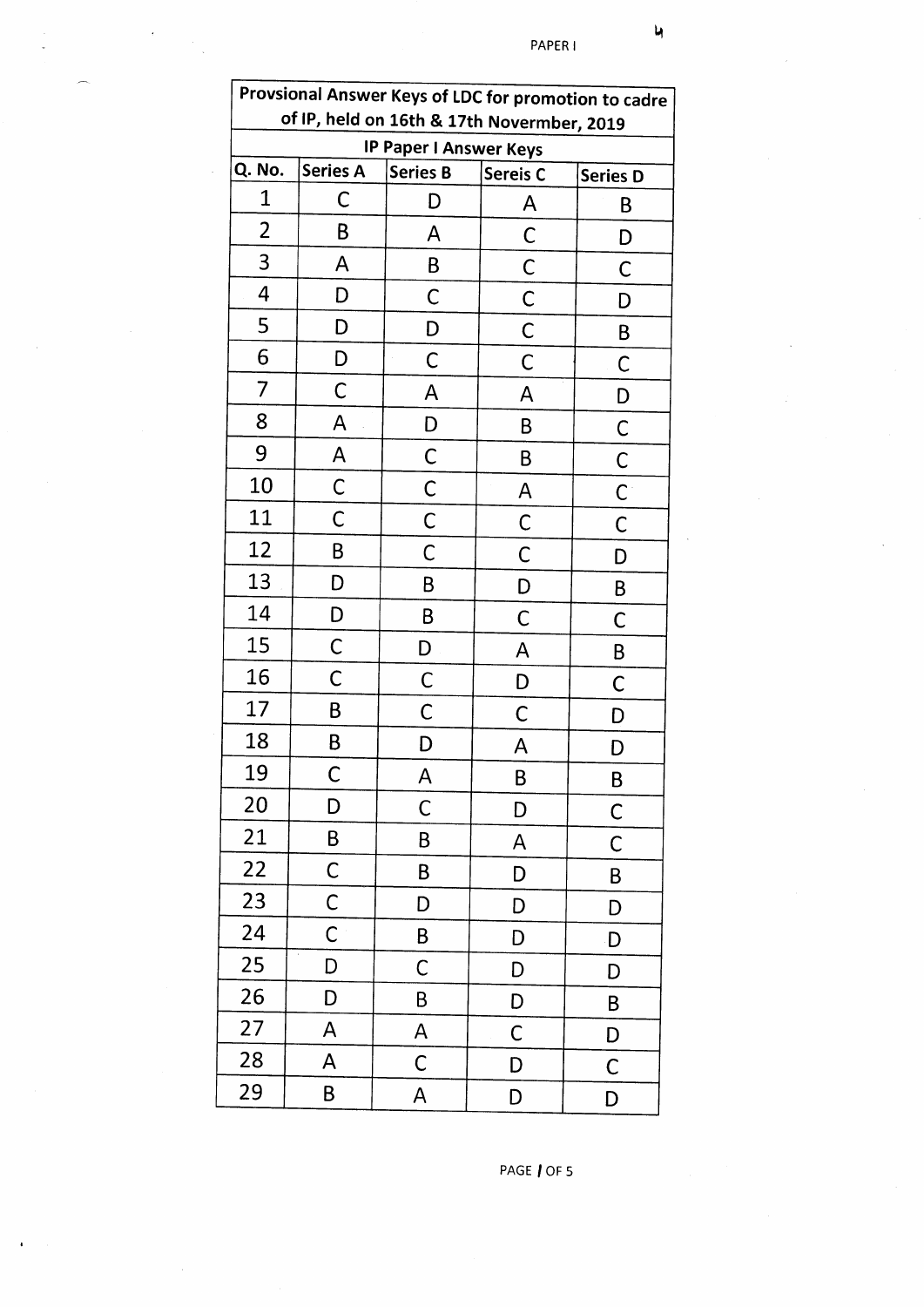| Provsional Answer Keys of LDC for promotion to cadre of IP, held on 16th & 17th Novermber, 2019 | | | | |
|---|---|---|---|---|
| IP Paper I Answer Keys | | | | |
| Q. No. | Series A | Series B | Sereis C | Series D |
| 1 | C | D | A | B |
| 2 | B | A | C | D |
| 3 | A | B | C | C |
| 4 | D | C | C | D |
| 5 | D | D | C | B |
| 6 | D | C | C | C |
| 7 | C | A | A | D |
| 8 | A | D | B | C |
| 9 | A | C | B | C |
| 10 | C | C | A | C |
| 11 | C | C | C | C |
| 12 | B | C | C | D |
| 13 | D | B | D | B |
| 14 | D | B | C | C |
| 15 | C | D | A | B |
| 16 | C | C | D | C |
| 17 | B | C | C | D |
| 18 | B | D | A | D |
| 19 | C | A | B | B |
| 20 | D | C | D | C |
| 21 | B | B | A | C |
| 22 | C | B | D | B |
| 23 | C | D | D | D |
| 24 | C | B | D | D |
| 25 | D | C | D | D |
| 26 | D | B | D | B |
| 27 | A | A | C | D |
| 28 | A | C | D | C |
| 29 | B | A | D | D |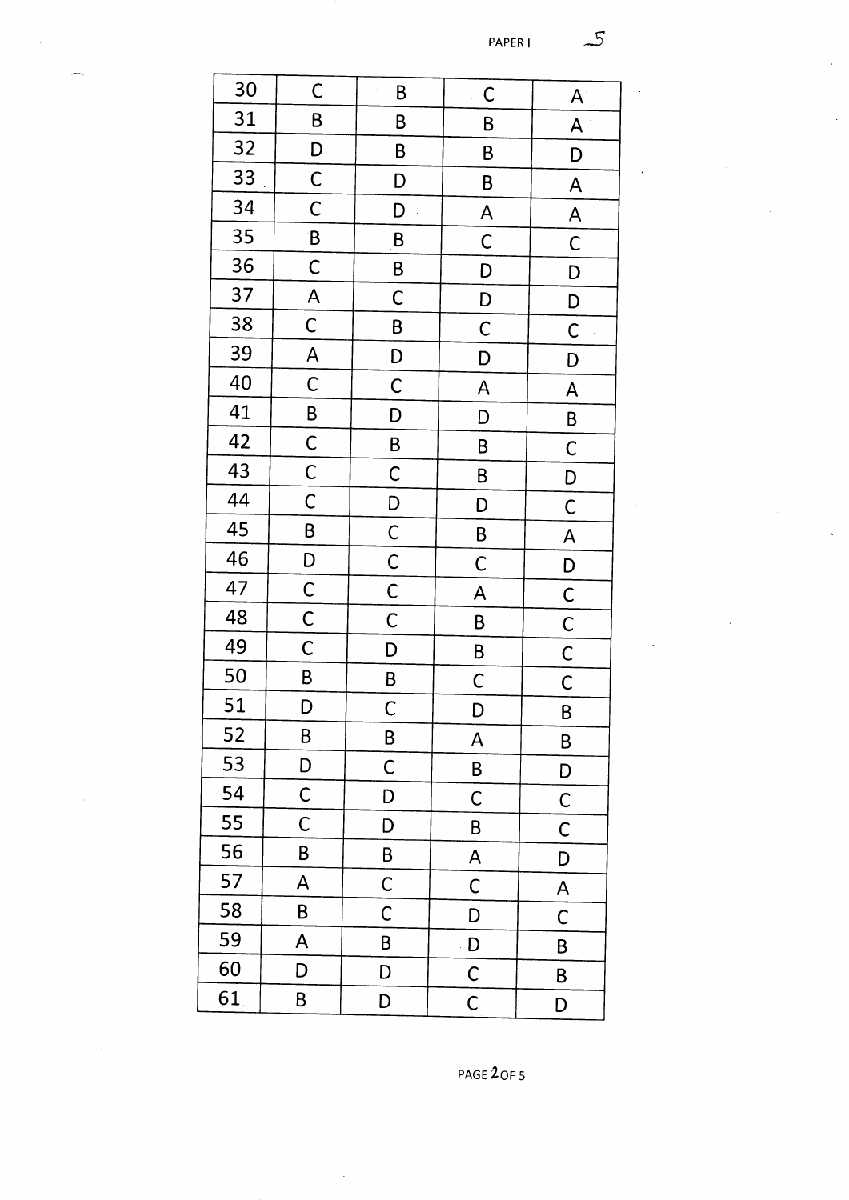| | | | | |
|---|---|---|---|---|
| 30 | C | B | C | A |
| 31 | B | B | B | A |
| 32 | D | B | B | D |
| 33 | C | D | B | A |
| 34 | C | D | A | A |
| 35 | B | B | C | C |
| 36 | C | B | D | D |
| 37 | A | C | D | D |
| 38 | C | B | C | C |
| 39 | A | D | D | D |
| 40 | C | C | A | A |
| 41 | B | D | D | B |
| 42 | C | B | B | C |
| 43 | C | C | B | D |
| 44 | C | D | D | C |
| 45 | B | C | B | A |
| 46 | D | C | C | D |
| 47 | C | C | A | C |
| 48 | C | C | B | C |
| 49 | C | D | B | C |
| 50 | B | B | C | C |
| 51 | D | C | D | B |
| 52 | B | B | A | B |
| 53 | D | C | B | D |
| 54 | C | D | C | C |
| 55 | C | D | B | C |
| 56 | B | B | A | D |
| 57 | A | C | C | A |
| 58 | B | C | D | C |
| 59 | A | B | D | B |
| 60 | D | D | C | B |
| 61 | B | D | C | D |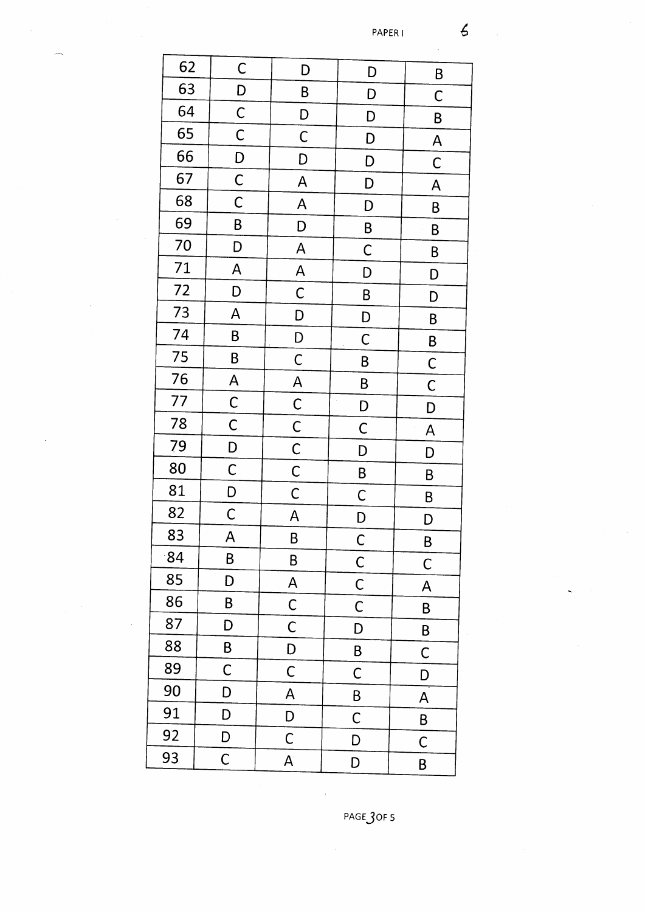| 62 | C | D | D | B |
|---|---|---|---|---|
| 63 | D | B | D | C |
| 64 | C | D | D | B |
| 65 | C | C | D | A |
| 66 | D | D | D | C |
| 67 | C | A | D | A |
| 68 | C | A | D | B |
| 69 | B | D | B | B |
| 70 | D | A | C | B |
| 71 | A | A | D | D |
| 72 | D | C | B | D |
| 73 | A | D | D | B |
| 74 | B | D | C | B |
| 75 | B | C | B | C |
| 76 | A | A | B | C |
| 77 | C | C | D | D |
| 78 | C | C | C | A |
| 79 | D | C | D | D |
| 80 | C | C | B | B |
| 81 | D | C | C | B |
| 82 | C | A | D | D |
| 83 | A | B | C | B |
| 84 | B | B | C | C |
| 85 | D | A | C | A |
| 86 | B | C | C | B |
| 87 | D | C | D | B |
| 88 | B | D | B | C |
| 89 | C | C | C | D |
| 90 | D | A | B | A |
| 91 | D | D | C | B |
| 92 | D | C | D | C |
| 93 | C | A | D | B |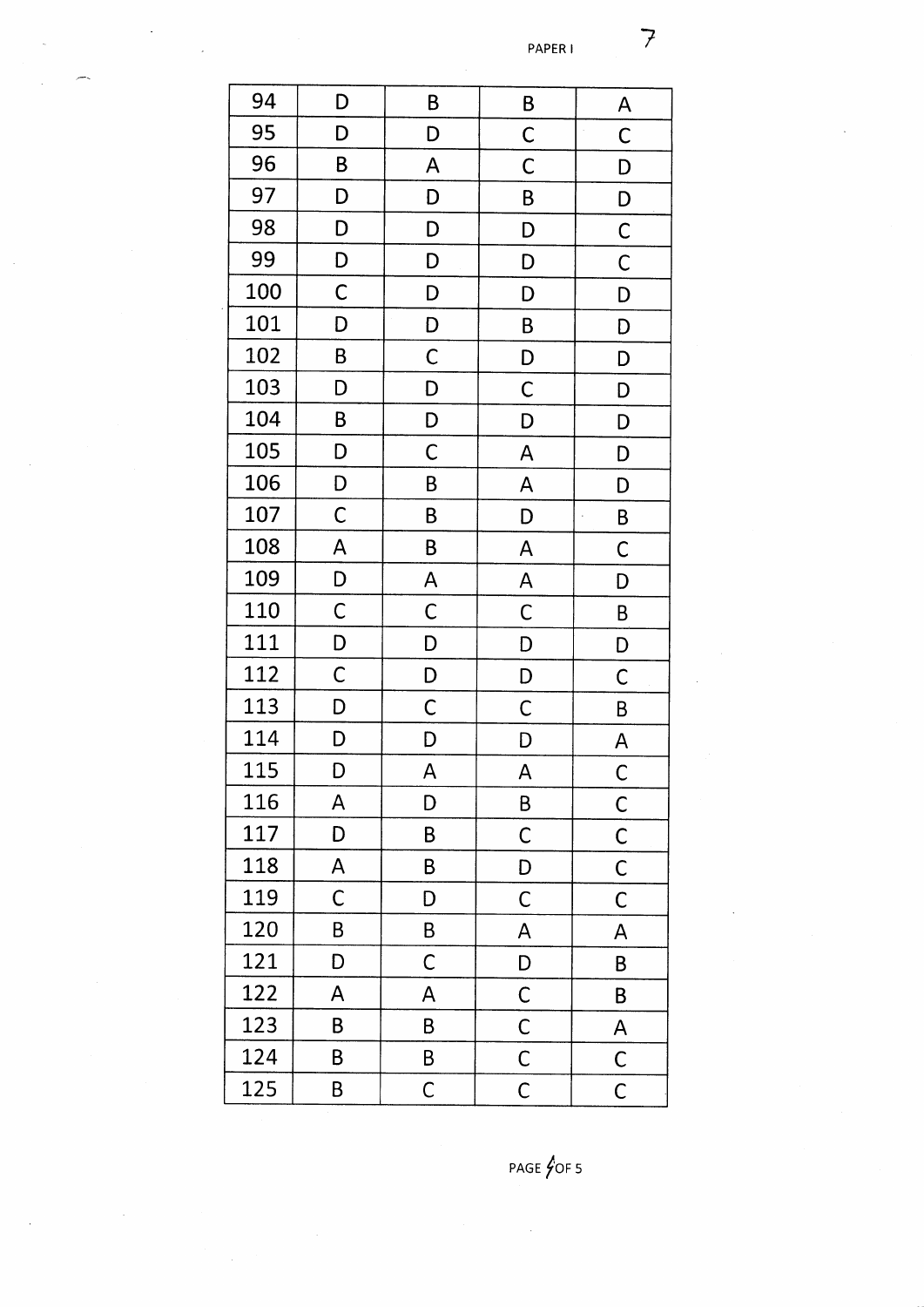| 94 | D | B | B | A |
|---|---|---|---|---|
| 95 | D | D | C | C |
| 96 | B | A | C | D |
| 97 | D | D | B | D |
| 98 | D | D | D | C |
| 99 | D | D | D | C |
| 100 | C | D | D | D |
| 101 | D | D | B | D |
| 102 | B | C | D | D |
| 103 | D | D | C | D |
| 104 | B | D | D | D |
| 105 | D | C | A | D |
| 106 | D | B | A | D |
| 107 | C | B | D | B |
| 108 | A | B | A | C |
| 109 | D | A | A | D |
| 110 | C | C | C | B |
| 111 | D | D | D | D |
| 112 | C | D | D | C |
| 113 | D | C | C | B |
| 114 | D | D | D | A |
| 115 | D | A | A | C |
| 116 | A | D | B | C |
| 117 | D | B | C | C |
| 118 | A | B | D | C |
| 119 | C | D | C | C |
| 120 | B | B | A | A |
| 121 | D | C | D | B |
| 122 | A | A | C | B |
| 123 | B | B | C | A |
| 124 | B | B | C | C |
| 125 | B | C | C | C |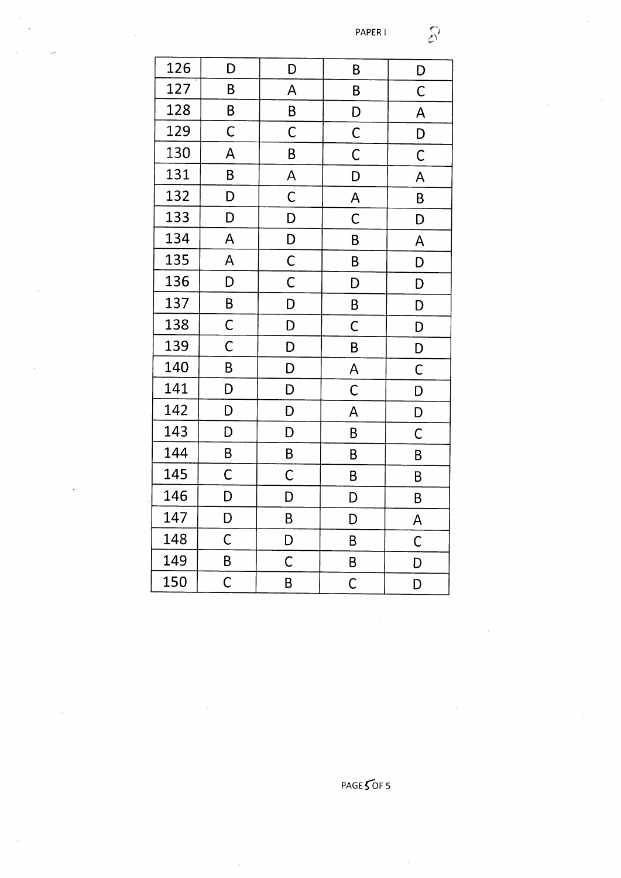| 126 | D | D | B | D |
|---|---|---|---|---|
| 127 | B | A | B | C |
| 128 | B | B | D | A |
| 129 | C | C | C | D |
| 130 | A | B | C | C |
| 131 | B | A | D | A |
| 132 | D | C | A | B |
| 133 | D | D | C | D |
| 134 | A | D | B | A |
| 135 | A | C | B | D |
| 136 | D | C | D | D |
| 137 | B | D | B | D |
| 138 | C | D | C | D |
| 139 | C | D | B | D |
| 140 | B | D | A | C |
| 141 | D | D | C | D |
| 142 | D | D | A | D |
| 143 | D | D | B | C |
| 144 | B | B | B | B |
| 145 | C | C | B | B |
| 146 | D | D | D | B |
| 147 | D | B | D | A |
| 148 | C | D | B | C |
| 149 | B | C | B | D |
| 150 | C | B | C | D |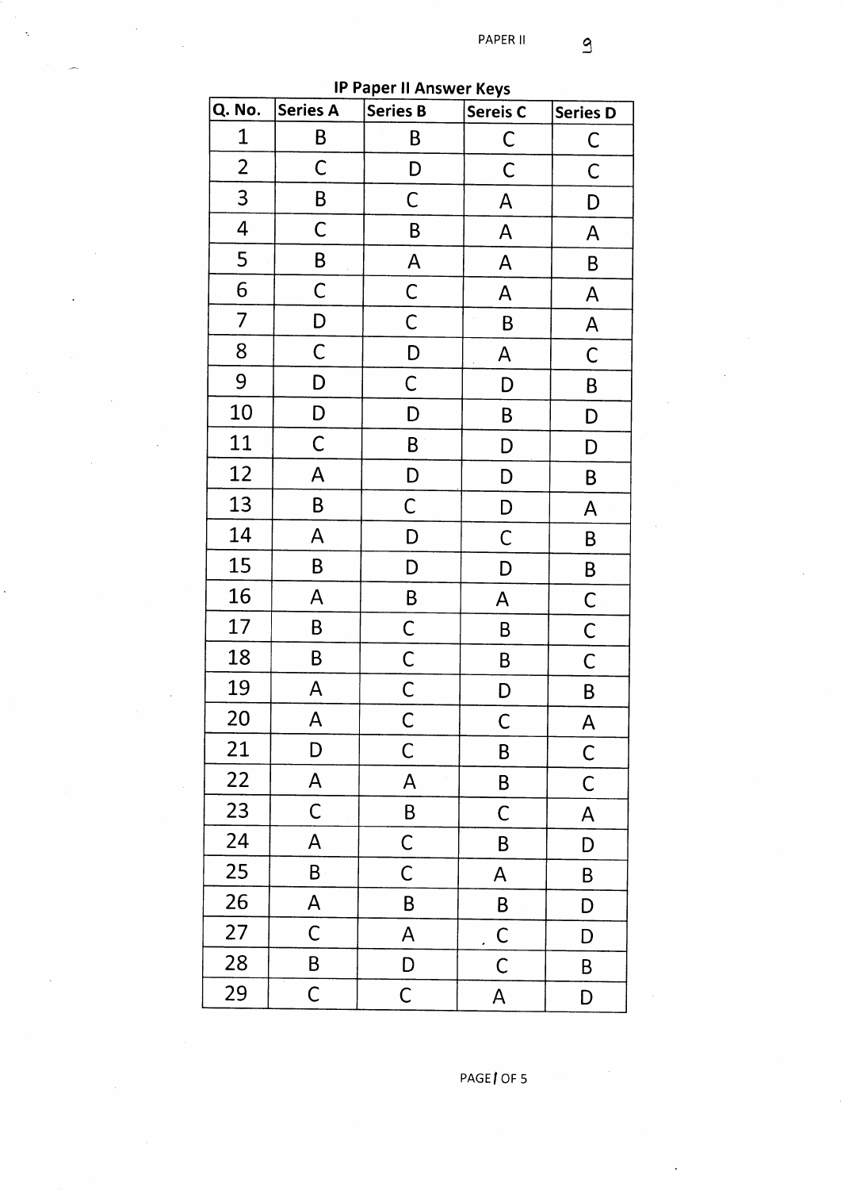## IP Paper II Answer Keys

| Q. No. | Series A | Series B | Sereis C | Series D |
|---|---|---|---|---|
| 1 | B | B | C | C |
| 2 | C | D | C | C |
| 3 | B | C | A | D |
| 4 | C | B | A | A |
| 5 | B | A | A | B |
| 6 | C | C | A | A |
| 7 | D | C | B | A |
| 8 | C | D | A | C |
| 9 | D | C | D | B |
| 10 | D | D | B | D |
| 11 | C | B | D | D |
| 12 | A | D | D | B |
| 13 | B | C | D | A |
| 14 | A | D | C | B |
| 15 | B | D | D | B |
| 16 | A | B | A | C |
| 17 | B | C | B | C |
| 18 | B | C | B | C |
| 19 | A | C | D | B |
| 20 | A | C | C | A |
| 21 | D | C | B | C |
| 22 | A | A | B | C |
| 23 | C | B | C | A |
| 24 | A | C | B | D |
| 25 | B | C | A | B |
| 26 | A | B | B | D |
| 27 | C | A | C | D |
| 28 | B | D | C | B |
| 29 | C | C | A | D |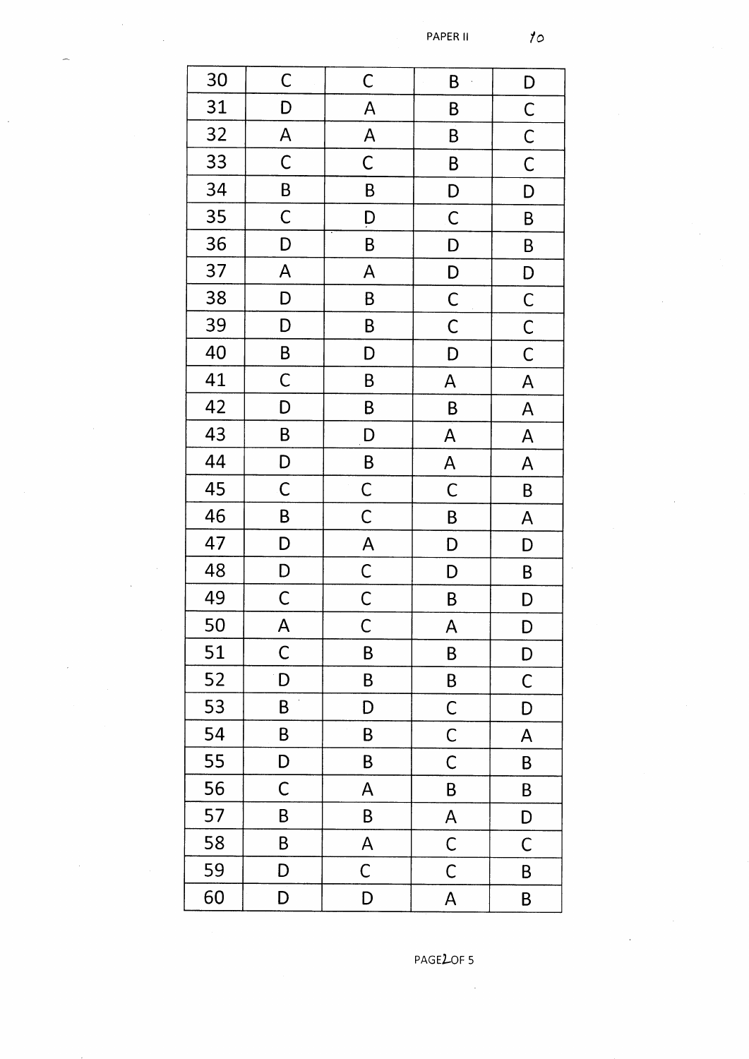PAPER II

| 30 | C | C | B | D |
|---|---|---|---|---|
| 31 | D | A | B | C |
| 32 | A | A | B | C |
| 33 | C | C | B | C |
| 34 | B | B | D | D |
| 35 | C | D | C | B |
| 36 | D | B | D | B |
| 37 | A | A | D | D |
| 38 | D | B | C | C |
| 39 | D | B | C | C |
| 40 | B | D | D | C |
| 41 | C | B | A | A |
| 42 | D | B | B | A |
| 43 | B | D | A | A |
| 44 | D | B | A | A |
| 45 | C | C | C | B |
| 46 | B | C | B | A |
| 47 | D | A | D | D |
| 48 | D | C | D | B |
| 49 | C | C | B | D |
| 50 | A | C | A | D |
| 51 | C | B | B | D |
| 52 | D | B | B | C |
| 53 | B | D | C | D |
| 54 | B | B | C | A |
| 55 | D | B | C | B |
| 56 | C | A | B | B |
| 57 | B | B | A | D |
| 58 | B | A | C | C |
| 59 | D | C | C | B |
| 60 | D | D | A | B |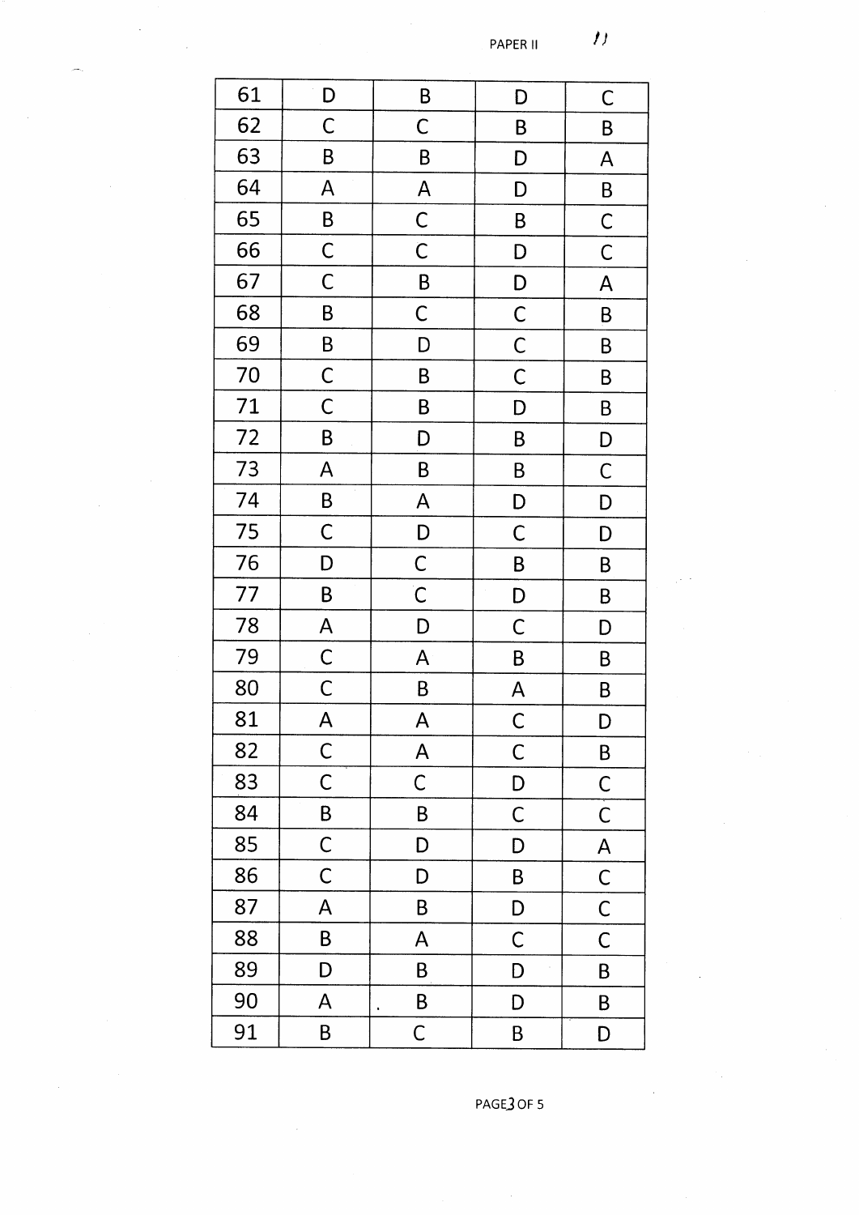| 61 | D | B | D | C |
|---|---|---|---|---|
| 62 | C | C | B | B |
| 63 | B | B | D | A |
| 64 | A | A | D | B |
| 65 | B | C | B | C |
| 66 | C | C | D | C |
| 67 | C | B | D | A |
| 68 | B | C | C | B |
| 69 | B | D | C | B |
| 70 | C | B | C | B |
| 71 | C | B | D | B |
| 72 | B | D | B | D |
| 73 | A | B | B | C |
| 74 | B | A | D | D |
| 75 | C | D | C | D |
| 76 | D | C | B | B |
| 77 | B | C | D | B |
| 78 | A | D | C | D |
| 79 | C | A | B | B |
| 80 | C | B | A | B |
| 81 | A | A | C | D |
| 82 | C | A | C | B |
| 83 | C | C | D | C |
| 84 | B | B | C | C |
| 85 | C | D | D | A |
| 86 | C | D | B | C |
| 87 | A | B | D | C |
| 88 | B | A | C | C |
| 89 | D | B | D | B |
| 90 | A | B | D | B |
| 91 | B | C | B | D |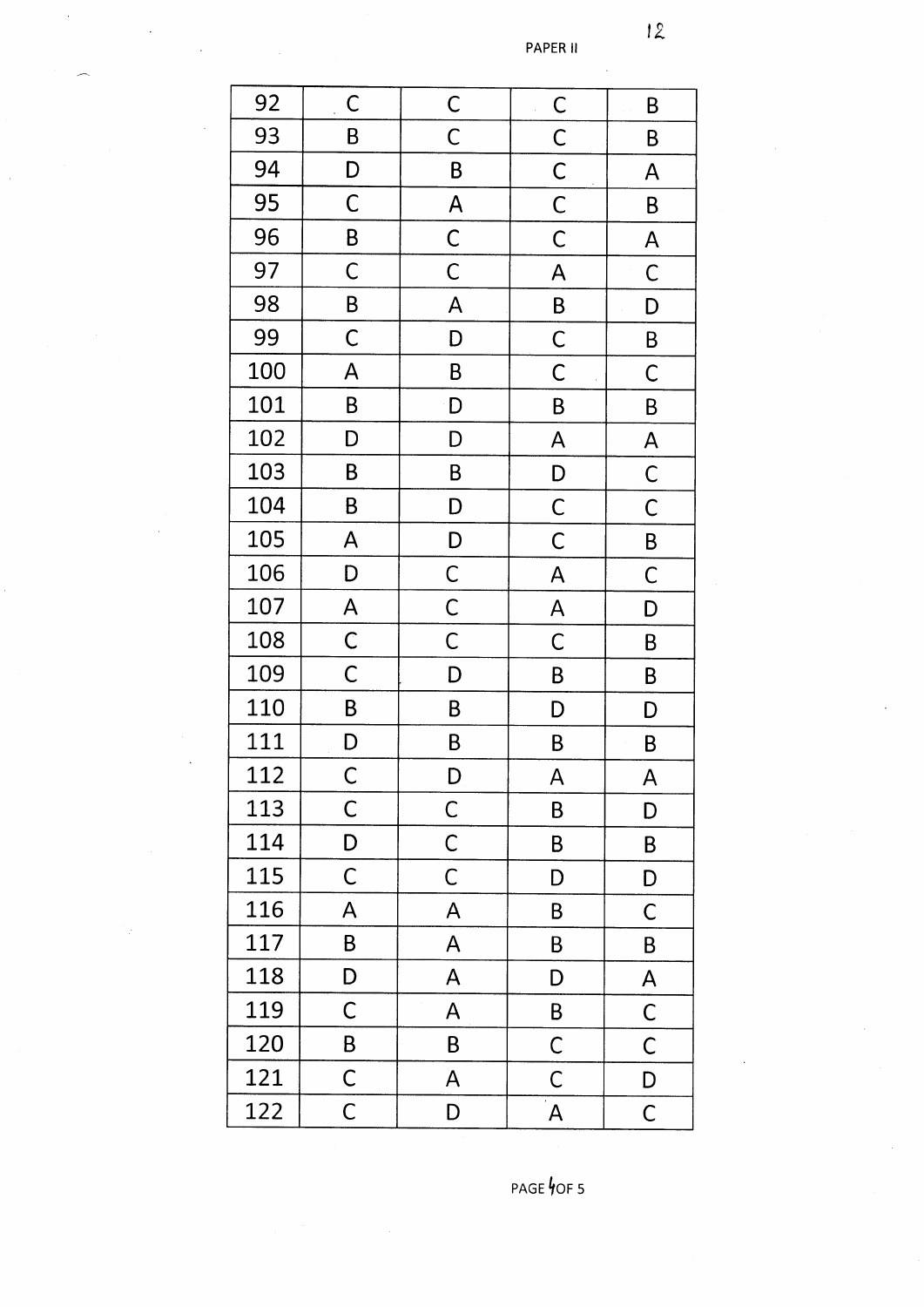| 92 | C | C | C | B |
|---|---|---|---|---|
| 93 | B | C | C | B |
| 94 | D | B | C | A |
| 95 | C | A | C | B |
| 96 | B | C | C | A |
| 97 | C | C | A | C |
| 98 | B | A | B | D |
| 99 | C | D | C | B |
| 100 | A | B | C | C |
| 101 | B | D | B | B |
| 102 | D | D | A | A |
| 103 | B | B | D | C |
| 104 | B | D | C | C |
| 105 | A | D | C | B |
| 106 | D | C | A | C |
| 107 | A | C | A | D |
| 108 | C | C | C | B |
| 109 | C | D | B | B |
| 110 | B | B | D | D |
| 111 | D | B | B | B |
| 112 | C | D | A | A |
| 113 | C | C | B | D |
| 114 | D | C | B | B |
| 115 | C | C | D | D |
| 116 | A | A | B | C |
| 117 | B | A | B | B |
| 118 | D | A | D | A |
| 119 | C | A | B | C |
| 120 | B | B | C | C |
| 121 | C | A | C | D |
| 122 | C | D | A | C |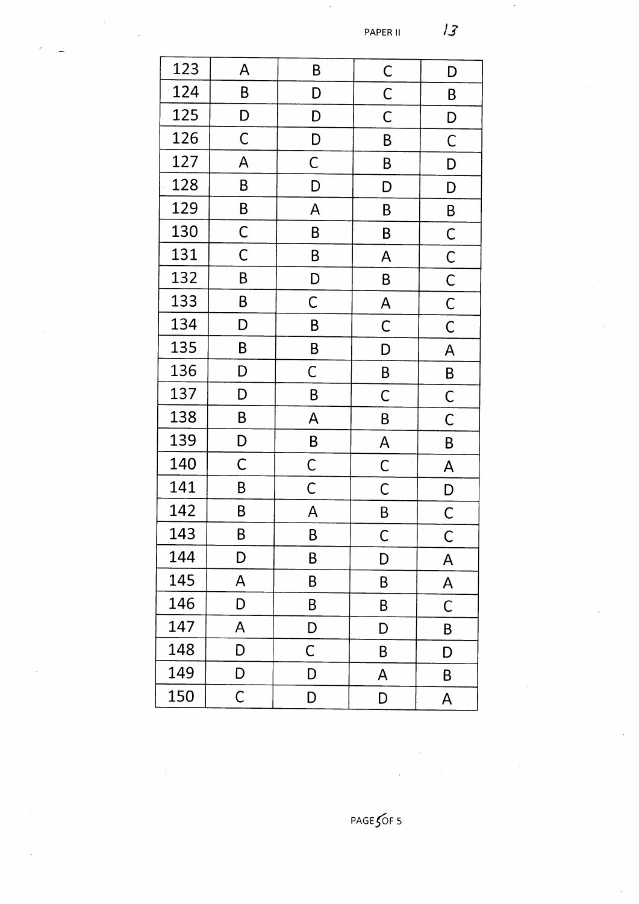| 123 | A | B | C | D |
|---|---|---|---|---|
| 124 | B | D | C | B |
| 125 | D | D | C | D |
| 126 | C | D | B | C |
| 127 | A | C | B | D |
| 128 | B | D | D | D |
| 129 | B | A | B | B |
| 130 | C | B | B | C |
| 131 | C | B | A | C |
| 132 | B | D | B | C |
| 133 | B | C | A | C |
| 134 | D | B | C | C |
| 135 | B | B | D | A |
| 136 | D | C | B | B |
| 137 | D | B | C | C |
| 138 | B | A | B | C |
| 139 | D | B | A | B |
| 140 | C | C | C | A |
| 141 | B | C | C | D |
| 142 | B | A | B | C |
| 143 | B | B | C | C |
| 144 | D | B | D | A |
| 145 | A | B | B | A |
| 146 | D | B | B | C |
| 147 | A | D | D | B |
| 148 | D | C | B | D |
| 149 | D | D | A | B |
| 150 | C | D | D | A |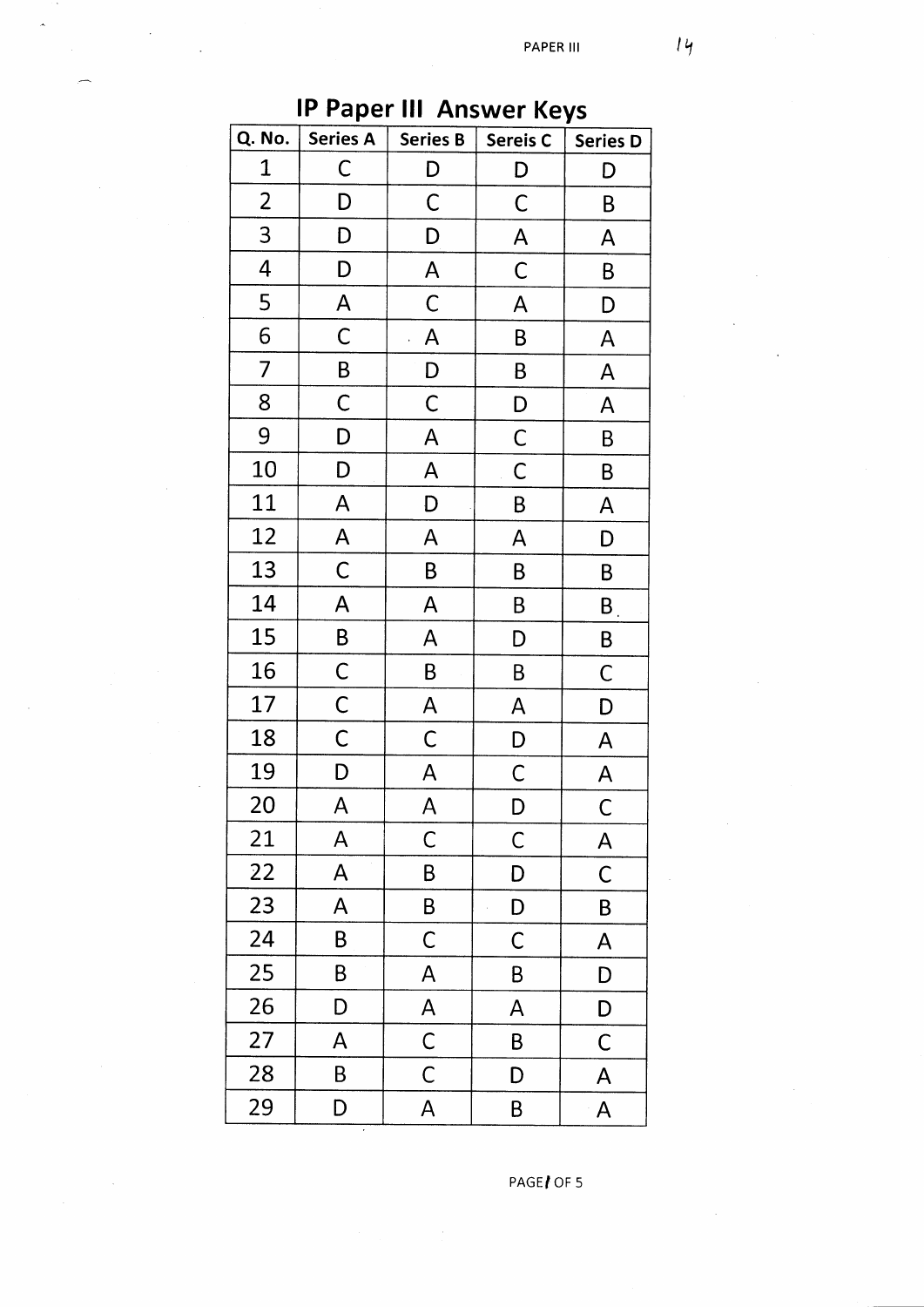# IP Paper III Answer Keys

| Q. No. | Series A | Series B | Sereis C | Series D |
|---|---|---|---|---|
| 1 | C | D | D | D |
| 2 | D | C | C | B |
| 3 | D | D | A | A |
| 4 | D | A | C | B |
| 5 | A | C | A | D |
| 6 | C | A | B | A |
| 7 | B | D | B | A |
| 8 | C | C | D | A |
| 9 | D | A | C | B |
| 10 | D | A | C | B |
| 11 | A | D | B | A |
| 12 | A | A | A | D |
| 13 | C | B | B | B |
| 14 | A | A | B | B |
| 15 | B | A | D | B |
| 16 | C | B | B | C |
| 17 | C | A | A | D |
| 18 | C | C | D | A |
| 19 | D | A | C | A |
| 20 | A | A | D | C |
| 21 | A | C | C | A |
| 22 | A | B | D | C |
| 23 | A | B | D | B |
| 24 | B | C | C | A |
| 25 | B | A | B | D |
| 26 | D | A | A | D |
| 27 | A | C | B | C |
| 28 | B | C | D | A |
| 29 | D | A | B | A |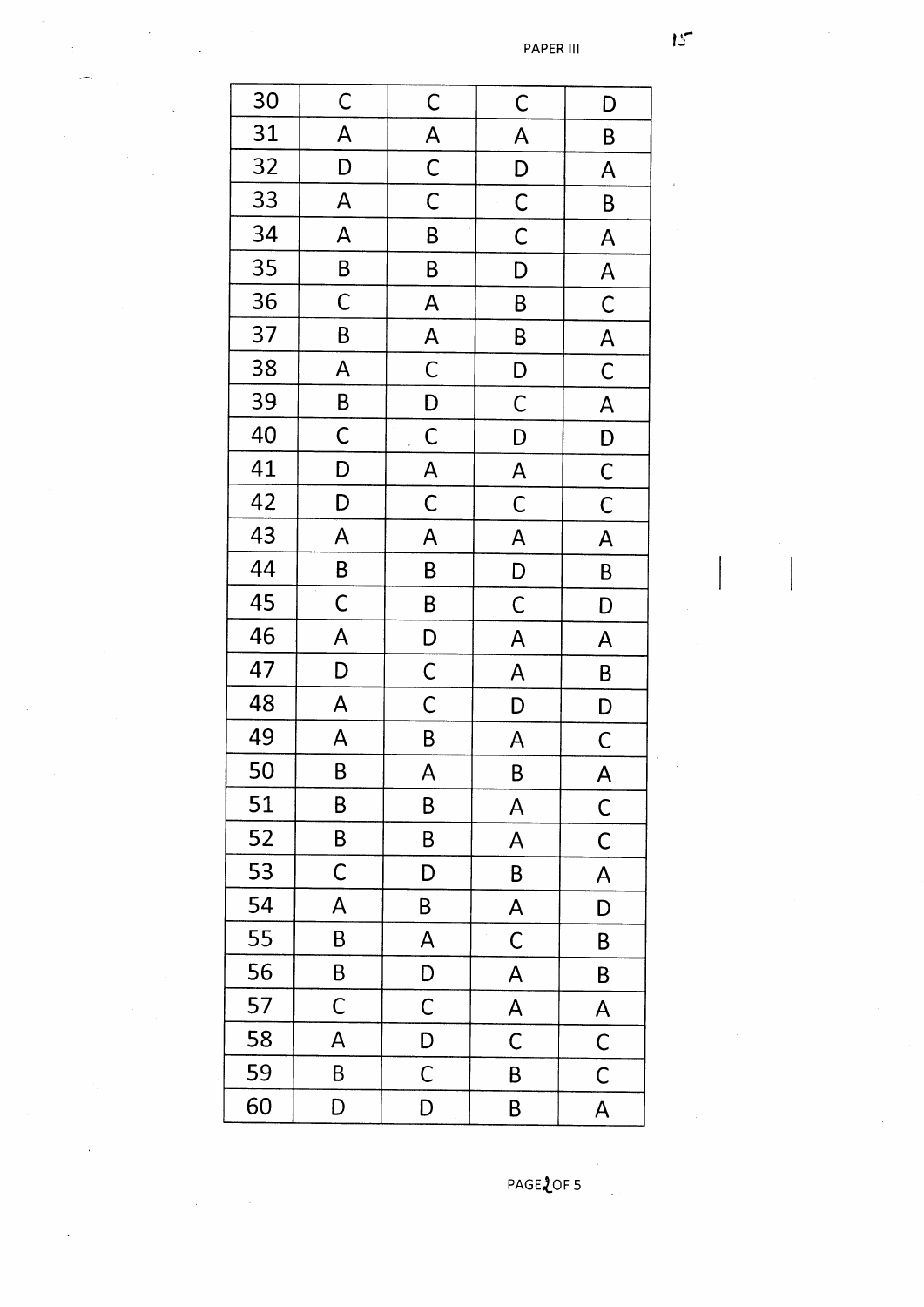| 30 | C | C | C | D |
|---|---|---|---|---|
| 31 | A | A | A | B |
| 32 | D | C | D | A |
| 33 | A | C | C | B |
| 34 | A | B | C | A |
| 35 | B | B | D | A |
| 36 | C | A | B | C |
| 37 | B | A | B | A |
| 38 | A | C | D | C |
| 39 | B | D | C | A |
| 40 | C | C | D | D |
| 41 | D | A | A | C |
| 42 | D | C | C | C |
| 43 | A | A | A | A |
| 44 | B | B | D | B |
| 45 | C | B | C | D |
| 46 | A | D | A | A |
| 47 | D | C | A | B |
| 48 | A | C | D | D |
| 49 | A | B | A | C |
| 50 | B | A | B | A |
| 51 | B | B | A | C |
| 52 | B | B | A | C |
| 53 | C | D | B | A |
| 54 | A | B | A | D |
| 55 | B | A | C | B |
| 56 | B | D | A | B |
| 57 | C | C | A | A |
| 58 | A | D | C | C |
| 59 | B | C | B | C |
| 60 | D | D | B | A |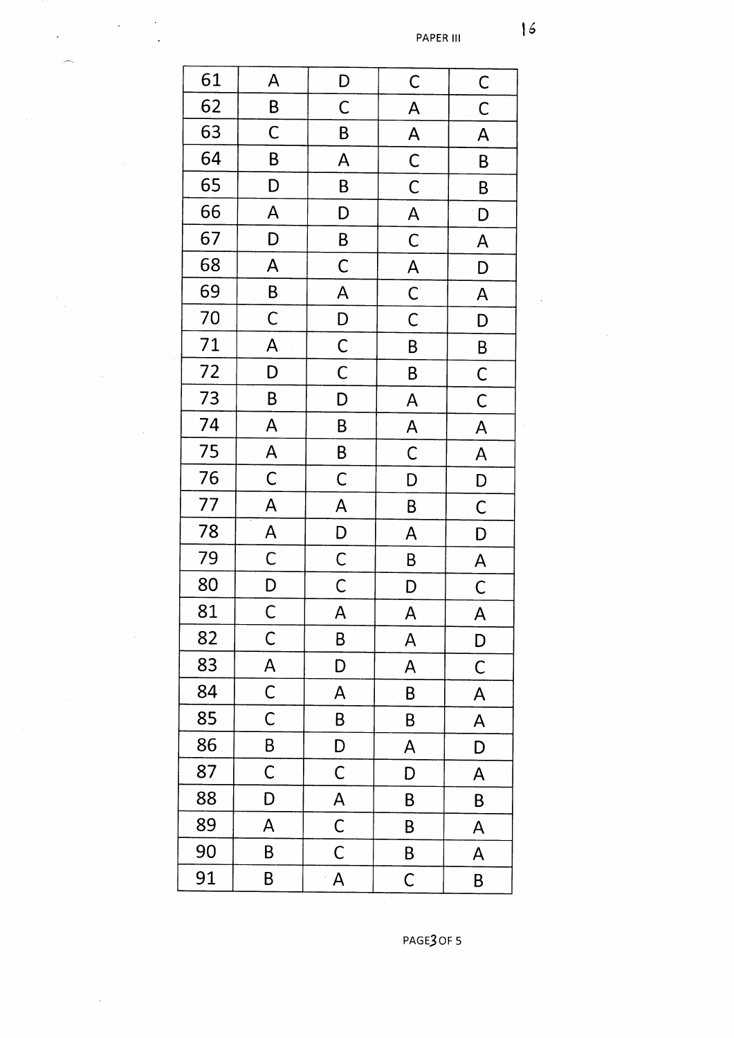PAPER III

| 61 | A | D | C | C |
|---|---|---|---|---|
| 62 | B | C | A | C |
| 63 | C | B | A | A |
| 64 | B | A | C | B |
| 65 | D | B | C | B |
| 66 | A | D | A | D |
| 67 | D | B | C | A |
| 68 | A | C | A | D |
| 69 | B | A | C | A |
| 70 | C | D | C | D |
| 71 | A | C | B | B |
| 72 | D | C | B | C |
| 73 | B | D | A | C |
| 74 | A | B | A | A |
| 75 | A | B | C | A |
| 76 | C | C | D | D |
| 77 | A | A | B | C |
| 78 | A | D | A | D |
| 79 | C | C | B | A |
| 80 | D | C | D | C |
| 81 | C | A | A | A |
| 82 | C | B | A | D |
| 83 | A | D | A | C |
| 84 | C | A | B | A |
| 85 | C | B | B | A |
| 86 | B | D | A | D |
| 87 | C | C | D | A |
| 88 | D | A | B | B |
| 89 | A | C | B | A |
| 90 | B | C | B | A |
| 91 | B | A | C | B |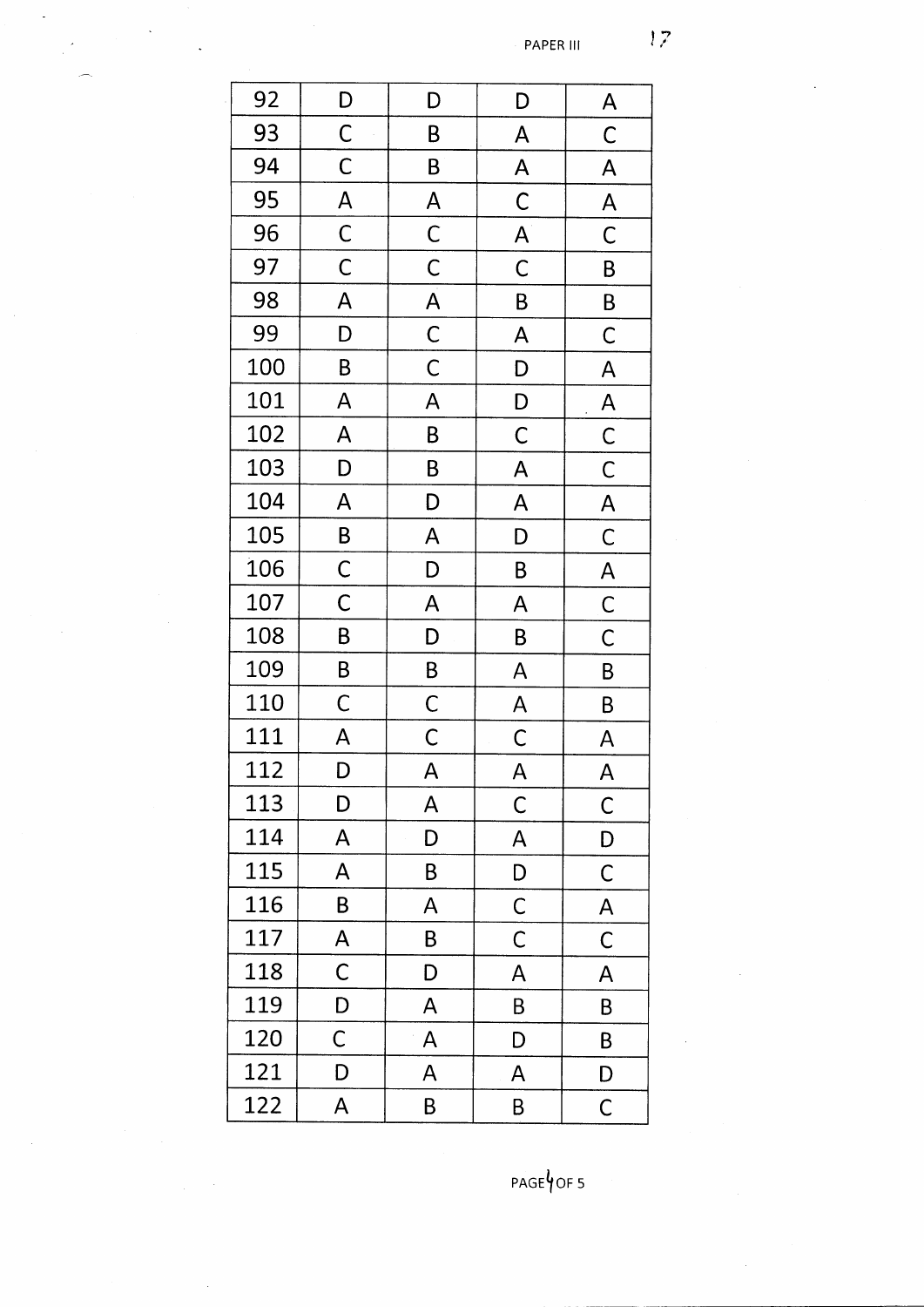| 92 | D | D | D | A |
|---|---|---|---|---|
| 93 | C | B | A | C |
| 94 | C | B | A | A |
| 95 | A | A | C | A |
| 96 | C | C | A | C |
| 97 | C | C | C | B |
| 98 | A | A | B | B |
| 99 | D | C | A | C |
| 100 | B | C | D | A |
| 101 | A | A | D | A |
| 102 | A | B | C | C |
| 103 | D | B | A | C |
| 104 | A | D | A | A |
| 105 | B | A | D | C |
| 106 | C | D | B | A |
| 107 | C | A | A | C |
| 108 | B | D | B | C |
| 109 | B | B | A | B |
| 110 | C | C | A | B |
| 111 | A | C | C | A |
| 112 | D | A | A | A |
| 113 | D | A | C | C |
| 114 | A | D | A | D |
| 115 | A | B | D | C |
| 116 | B | A | C | A |
| 117 | A | B | C | C |
| 118 | C | D | A | A |
| 119 | D | A | B | B |
| 120 | C | A | D | B |
| 121 | D | A | A | D |
| 122 | A | B | B | C |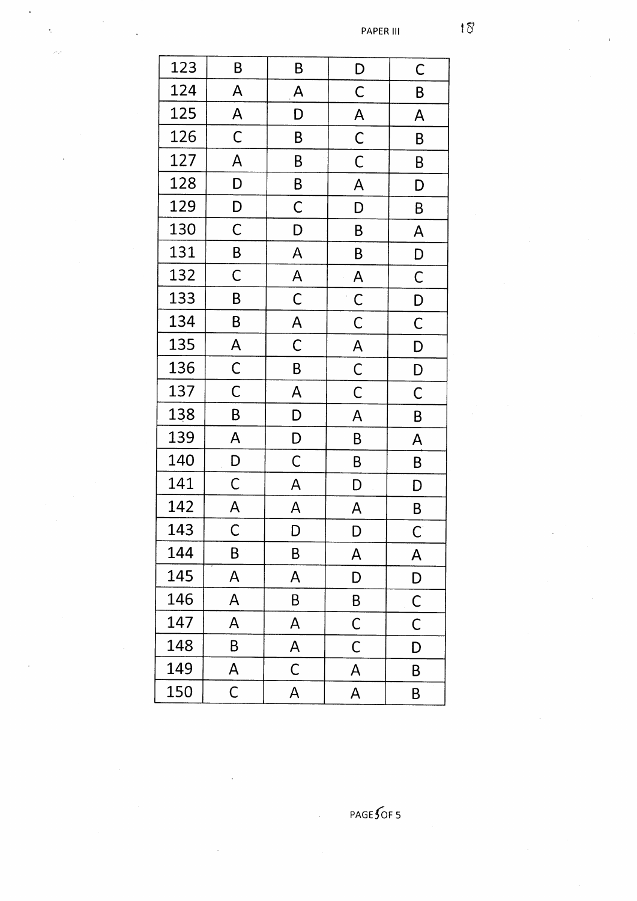| 123 | B | B | D | C |
|---|---|---|---|---|
| 124 | A | A | C | B |
| 125 | A | D | A | A |
| 126 | C | B | C | B |
| 127 | A | B | C | B |
| 128 | D | B | A | D |
| 129 | D | C | D | B |
| 130 | C | D | B | A |
| 131 | B | A | B | D |
| 132 | C | A | A | C |
| 133 | B | C | C | D |
| 134 | B | A | C | C |
| 135 | A | C | A | D |
| 136 | C | B | C | D |
| 137 | C | A | C | C |
| 138 | B | D | A | B |
| 139 | A | D | B | A |
| 140 | D | C | B | B |
| 141 | C | A | D | D |
| 142 | A | A | A | B |
| 143 | C | D | D | C |
| 144 | B | B | A | A |
| 145 | A | A | D | D |
| 146 | A | B | B | C |
| 147 | A | A | C | C |
| 148 | B | A | C | D |
| 149 | A | C | A | B |
| 150 | C | A | A | B |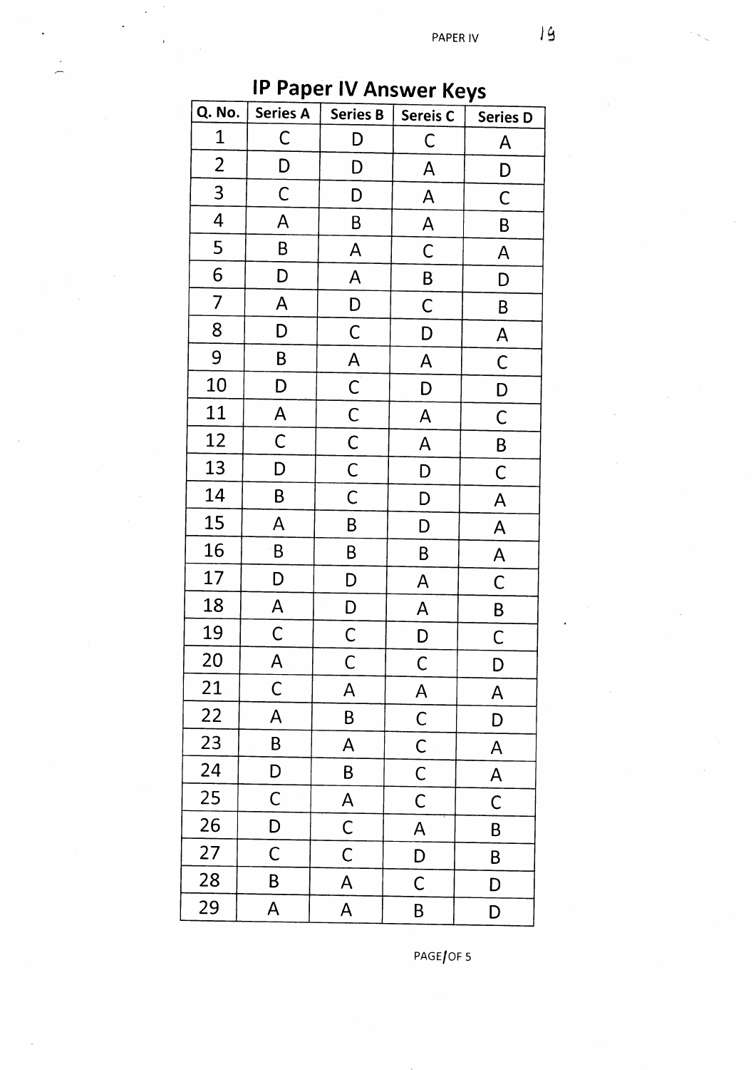# IP Paper IV Answer Keys

| Q. No. | Series A | Series B | Sereis C | Series D |
|---|---|---|---|---|
| 1 | C | D | C | A |
| 2 | D | D | A | D |
| 3 | C | D | A | C |
| 4 | A | B | A | B |
| 5 | B | A | C | A |
| 6 | D | A | B | D |
| 7 | A | D | C | B |
| 8 | D | C | D | A |
| 9 | B | A | A | C |
| 10 | D | C | D | D |
| 11 | A | C | A | C |
| 12 | C | C | A | B |
| 13 | D | C | D | C |
| 14 | B | C | D | A |
| 15 | A | B | D | A |
| 16 | B | B | B | A |
| 17 | D | D | A | C |
| 18 | A | D | A | B |
| 19 | C | C | D | C |
| 20 | A | C | C | D |
| 21 | C | A | A | A |
| 22 | A | B | C | D |
| 23 | B | A | C | A |
| 24 | D | B | C | A |
| 25 | C | A | C | C |
| 26 | D | C | A | B |
| 27 | C | C | D | B |
| 28 | B | A | C | D |
| 29 | A | A | B | D |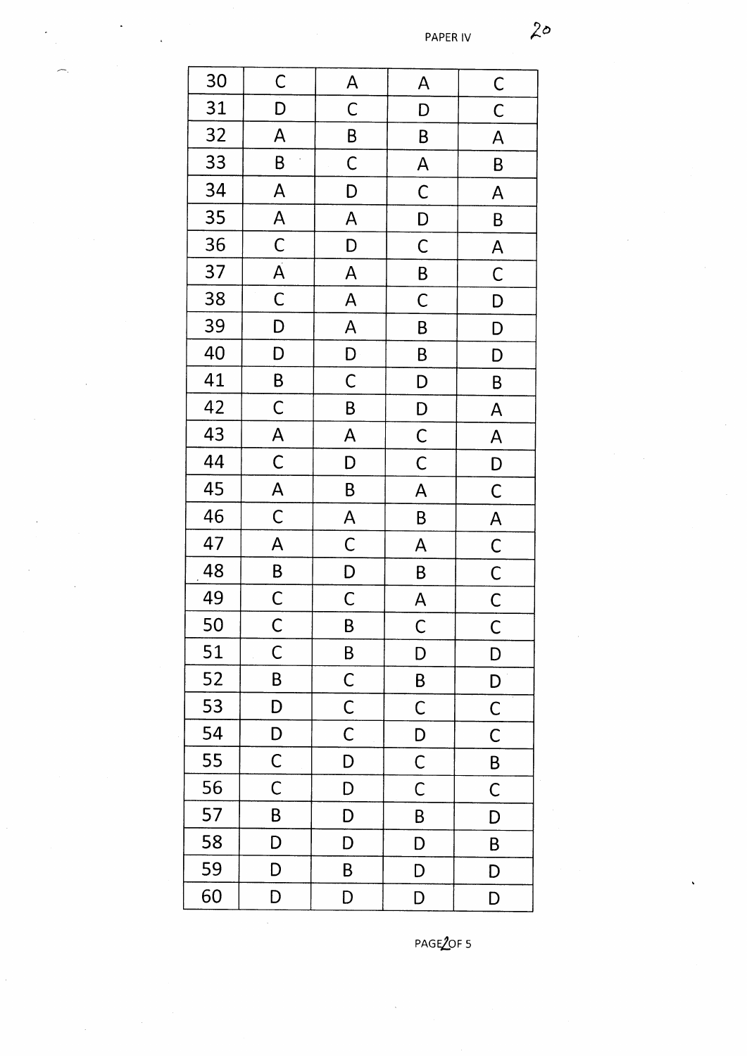PAPER IV

| 30 | C | A | A | C |
|---|---|---|---|---|
| 31 | D | C | D | C |
| 32 | A | B | B | A |
| 33 | B | C | A | B |
| 34 | A | D | C | A |
| 35 | A | A | D | B |
| 36 | C | D | C | A |
| 37 | A | A | B | C |
| 38 | C | A | C | D |
| 39 | D | A | B | D |
| 40 | D | D | B | D |
| 41 | B | C | D | B |
| 42 | C | B | D | A |
| 43 | A | A | C | A |
| 44 | C | D | C | D |
| 45 | A | B | A | C |
| 46 | C | A | B | A |
| 47 | A | C | A | C |
| 48 | B | D | B | C |
| 49 | C | C | A | C |
| 50 | C | B | C | C |
| 51 | C | B | D | D |
| 52 | B | C | B | D |
| 53 | D | C | C | C |
| 54 | D | C | D | C |
| 55 | C | D | C | B |
| 56 | C | D | C | C |
| 57 | B | D | B | D |
| 58 | D | D | D | B |
| 59 | D | B | D | D |
| 60 | D | D | D | D |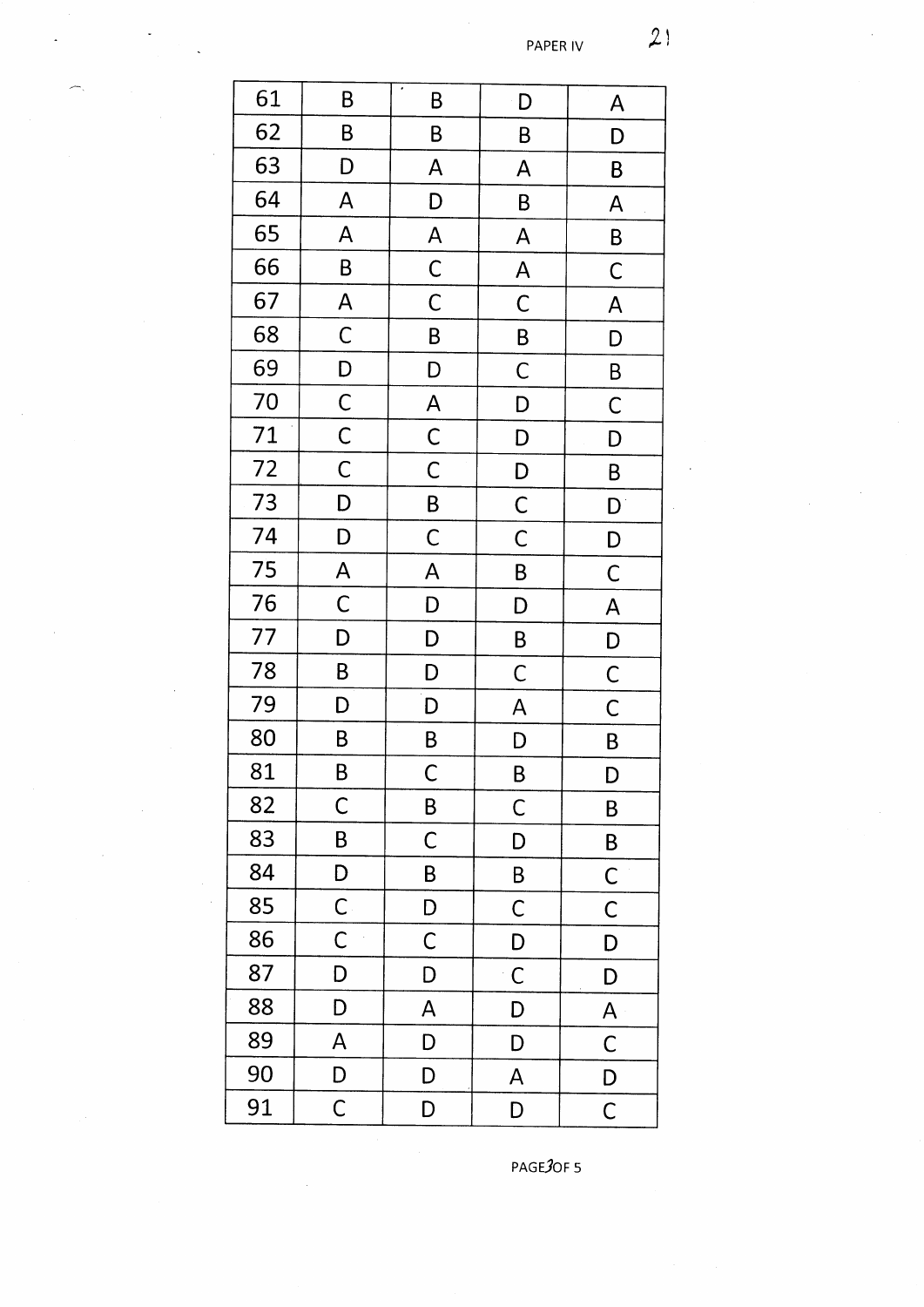| 61 | B | B | D | A |
|---|---|---|---|---|
| 62 | B | B | B | D |
| 63 | D | A | A | B |
| 64 | A | D | B | A |
| 65 | A | A | A | B |
| 66 | B | C | A | C |
| 67 | A | C | C | A |
| 68 | C | B | B | D |
| 69 | D | D | C | B |
| 70 | C | A | D | C |
| 71 | C | C | D | D |
| 72 | C | C | D | B |
| 73 | D | B | C | D |
| 74 | D | C | C | D |
| 75 | A | A | B | C |
| 76 | C | D | D | A |
| 77 | D | D | B | D |
| 78 | B | D | C | C |
| 79 | D | D | A | C |
| 80 | B | B | D | B |
| 81 | B | C | B | D |
| 82 | C | B | C | B |
| 83 | B | C | D | B |
| 84 | D | B | B | C |
| 85 | C | D | C | C |
| 86 | C | C | D | D |
| 87 | D | D | C | D |
| 88 | D | A | D | A |
| 89 | A | D | D | C |
| 90 | D | D | A | D |
| 91 | C | D | D | C |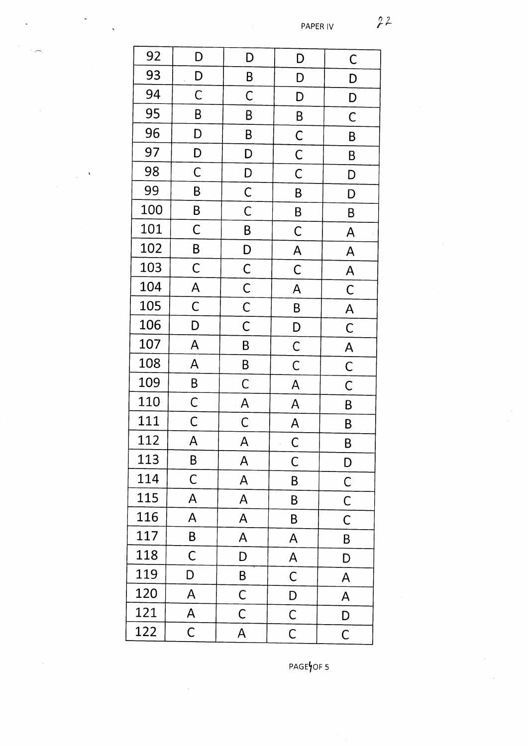| 92 | D | D | D | C |
|---|---|---|---|---|
| 93 | D | B | D | D |
| 94 | C | C | D | D |
| 95 | B | B | B | C |
| 96 | D | B | C | B |
| 97 | D | D | C | B |
| 98 | C | D | C | D |
| 99 | B | C | B | D |
| 100 | B | C | B | B |
| 101 | C | B | C | A |
| 102 | B | D | A | A |
| 103 | C | C | C | A |
| 104 | A | C | A | C |
| 105 | C | C | B | A |
| 106 | D | C | D | C |
| 107 | A | B | C | A |
| 108 | A | B | C | C |
| 109 | B | C | A | C |
| 110 | C | A | A | B |
| 111 | C | C | A | B |
| 112 | A | A | C | B |
| 113 | B | A | C | D |
| 114 | C | A | B | C |
| 115 | A | A | B | C |
| 116 | A | A | B | C |
| 117 | B | A | A | B |
| 118 | C | D | A | D |
| 119 | D | B | C | A |
| 120 | A | C | D | A |
| 121 | A | C | C | D |
| 122 | C | A | C | C |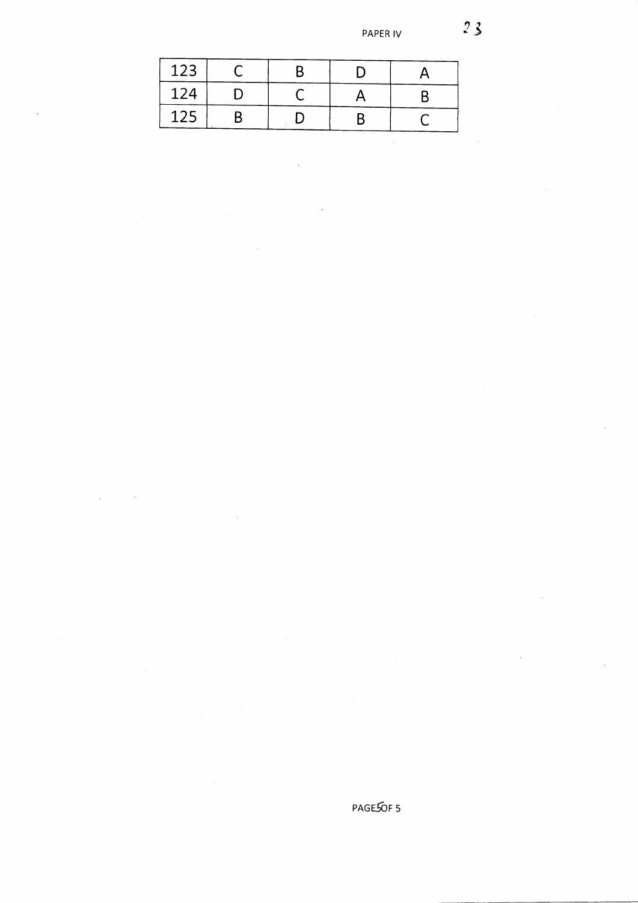| | | | | |
|---|---|---|---|---|
| 123 | C | B | D | A |
| 124 | D | C | A | B |
| 125 | B | D | B | C |